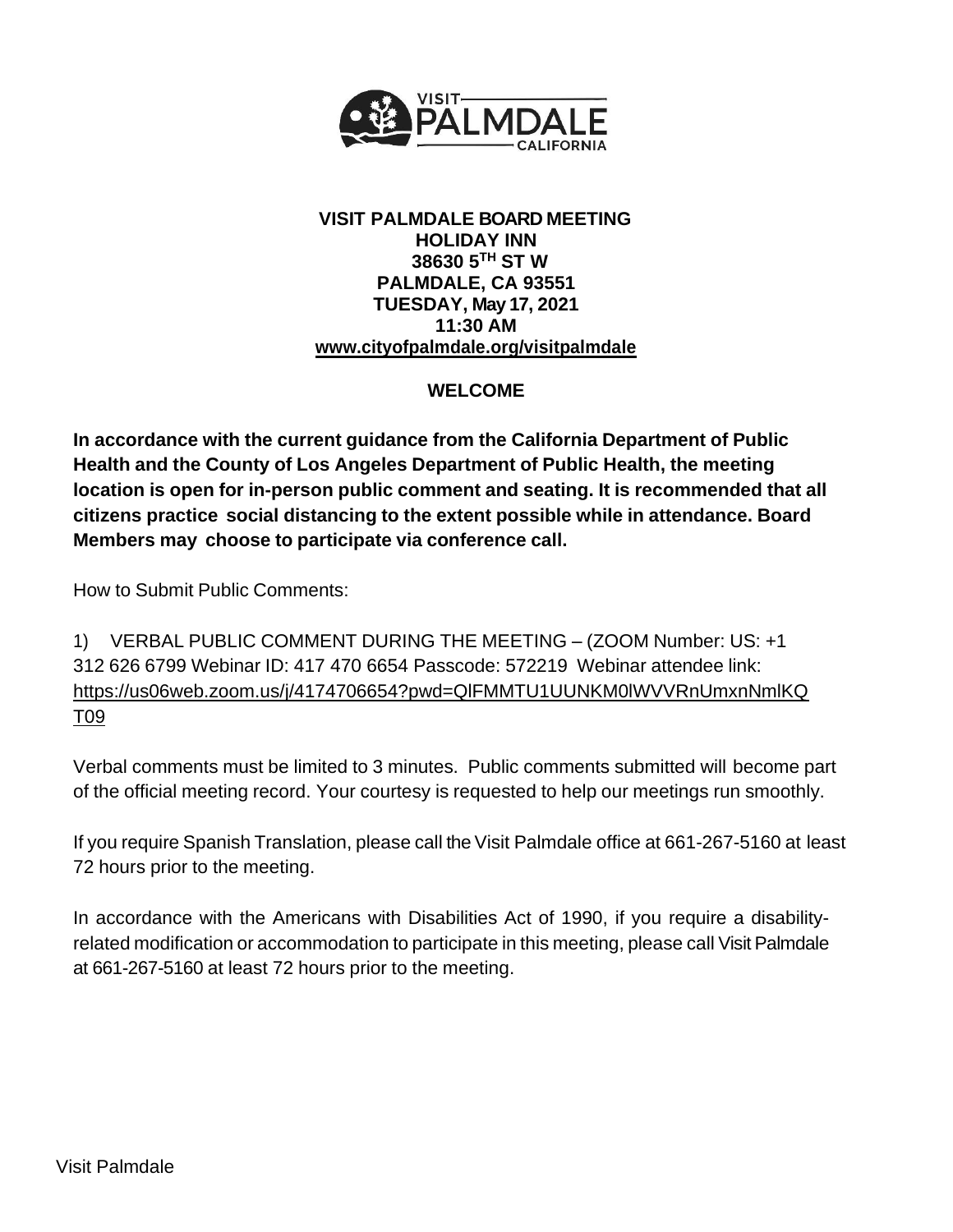**VISIT PALMDALE BOARD MEETING**
**HOLIDAY INN**
**38630 5TH ST W**
**PALMDALE, CA 93551**
**TUESDAY, May 17, 2021**
**11:30 AM**
**www.cityofpalmdale.org/visitpalmdale**

## WELCOME

**In accordance with the current guidance from the California Department of Public Health and the County of Los Angeles Department of Public Health, the meeting location is open for in-person public comment and seating. It is recommended that all citizens practice social distancing to the extent possible while in attendance. Board Members may choose to participate via conference call.**

How to Submit Public Comments:

1) VERBAL PUBLIC COMMENT DURING THE MEETING – (ZOOM Number: US: +1 312 626 6799 Webinar ID: 417 470 6654 Passcode: 572219 Webinar attendee link: https://us06web.zoom.us/j/4174706654?pwd=QlFMMTU1UUNKM0lWVVRnUmxnNmlKQT09

Verbal comments must be limited to 3 minutes. Public comments submitted will become part of the official meeting record. Your courtesy is requested to help our meetings run smoothly.

If you require Spanish Translation, please call the Visit Palmdale office at 661-267-5160 at least 72 hours prior to the meeting.

In accordance with the Americans with Disabilities Act of 1990, if you require a disability-related modification or accommodation to participate in this meeting, please call Visit Palmdale at 661-267-5160 at least 72 hours prior to the meeting.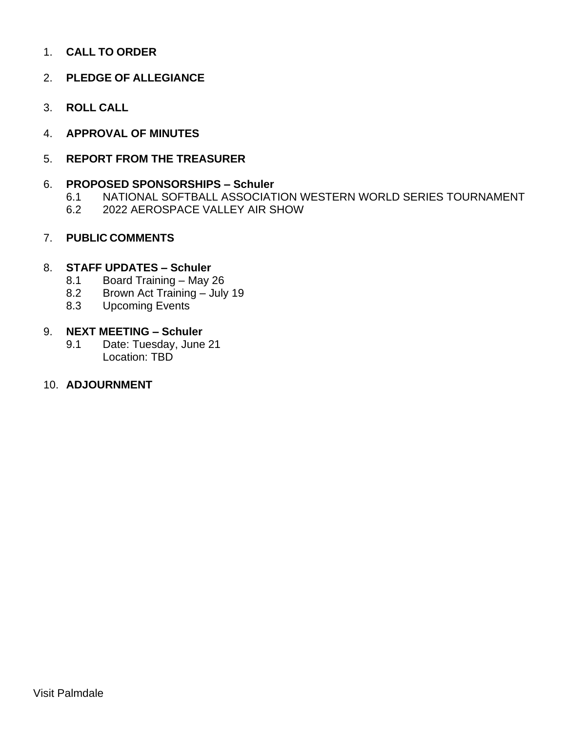1. **CALL TO ORDER**

2. **PLEDGE OF ALLEGIANCE**

3. **ROLL CALL**

4. **APPROVAL OF MINUTES**

5. **REPORT FROM THE TREASURER**

6. **PROPOSED SPONSORSHIPS – Schuler**
   - 6.1 NATIONAL SOFTBALL ASSOCIATION WESTERN WORLD SERIES TOURNAMENT
   - 6.2 2022 AEROSPACE VALLEY AIR SHOW

7. **PUBLIC COMMENTS**

8. **STAFF UPDATES – Schuler**
   - 8.1 Board Training – May 26
   - 8.2 Brown Act Training – July 19
   - 8.3 Upcoming Events

9. **NEXT MEETING – Schuler**
   - 9.1 Date: Tuesday, June 21
     Location: TBD

10. **ADJOURNMENT**